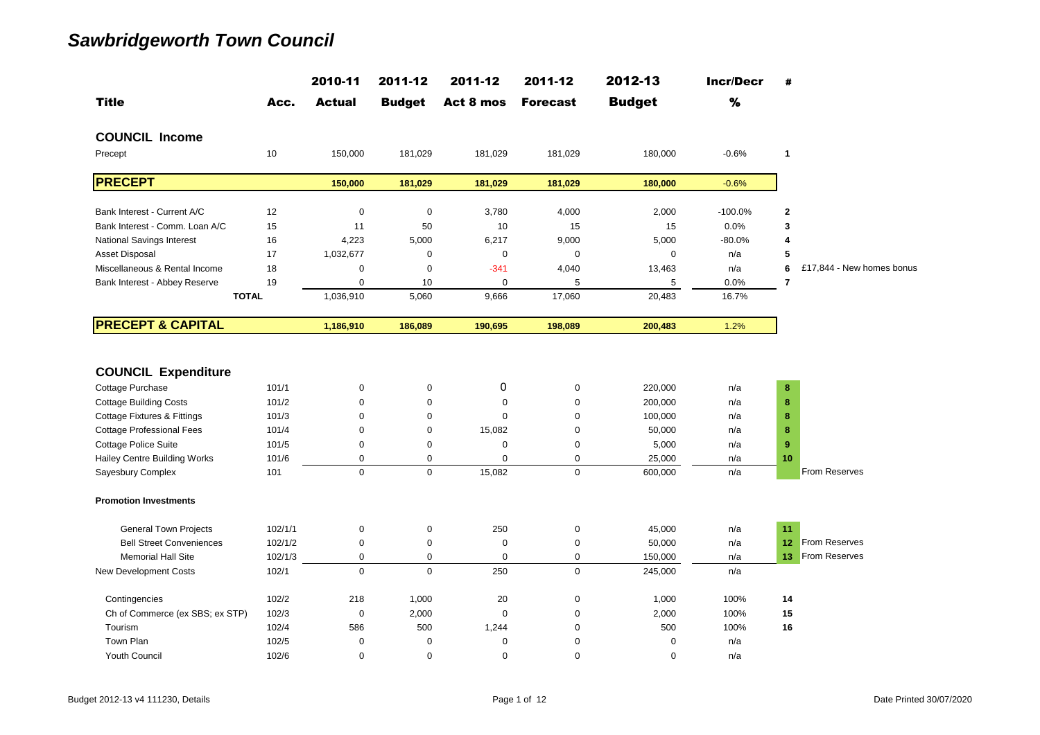# *Sawbridgeworth Town Council*

| Title | Acc. | 2010-11 Actual | 2011-12 Budget | 2011-12 Act 8 mos | 2011-12 Forecast | 2012-13 Budget | Incr/Decr % | # | |
|---|---|---|---|---|---|---|---|---|---|
| **COUNCIL Income** | | | | | | | | | |
| Precept | 10 | 150,000 | 181,029 | 181,029 | 181,029 | 180,000 | -0.6% | 1 | |
| **PRECEPT** | | **150,000** | **181,029** | **181,029** | **181,029** | **180,000** | -0.6% | | |
| Bank Interest - Current A/C | 12 | 0 | 0 | 3,780 | 4,000 | 2,000 | -100.0% | 2 | |
| Bank Interest - Comm. Loan A/C | 15 | 11 | 50 | 10 | 15 | 15 | 0.0% | 3 | |
| National Savings Interest | 16 | 4,223 | 5,000 | 6,217 | 9,000 | 5,000 | -80.0% | 4 | |
| Asset Disposal | 17 | 1,032,677 | 0 | 0 | 0 | 0 | n/a | 5 | |
| Miscellaneous & Rental Income | 18 | 0 | 0 | -341 | 4,040 | 13,463 | n/a | 6 | £17,844 - New homes bonus |
| Bank Interest - Abbey Reserve | 19 | 0 | 10 | 0 | 5 | 5 | 0.0% | 7 | |
| **TOTAL** | | 1,036,910 | 5,060 | 9,666 | 17,060 | 20,483 | 16.7% | | |
| **PRECEPT & CAPITAL** | | **1,186,910** | **186,089** | **190,695** | **198,089** | **200,483** | 1.2% | | |
| **COUNCIL Expenditure** | | | | | | | | | |
| Cottage Purchase | 101/1 | 0 | 0 | 0 | 0 | 220,000 | n/a | 8 | |
| Cottage Building Costs | 101/2 | 0 | 0 | 0 | 0 | 200,000 | n/a | 8 | |
| Cottage Fixtures & Fittings | 101/3 | 0 | 0 | 0 | 0 | 100,000 | n/a | 8 | |
| Cottage Professional Fees | 101/4 | 0 | 0 | 15,082 | 0 | 50,000 | n/a | 8 | |
| Cottage Police Suite | 101/5 | 0 | 0 | 0 | 0 | 5,000 | n/a | 9 | |
| Hailey Centre Building Works | 101/6 | 0 | 0 | 0 | 0 | 25,000 | n/a | 10 | |
| Sayesbury Complex | 101 | 0 | 0 | 15,082 | 0 | 600,000 | n/a | | From Reserves |
| **Promotion Investments** | | | | | | | | | |
| General Town Projects | 102/1/1 | 0 | 0 | 250 | 0 | 45,000 | n/a | 11 | |
| Bell Street Conveniences | 102/1/2 | 0 | 0 | 0 | 0 | 50,000 | n/a | 12 | From Reserves |
| Memorial Hall Site | 102/1/3 | 0 | 0 | 0 | 0 | 150,000 | n/a | 13 | From Reserves |
| New Development Costs | 102/1 | 0 | 0 | 250 | 0 | 245,000 | n/a | | |
| Contingencies | 102/2 | 218 | 1,000 | 20 | 0 | 1,000 | 100% | 14 | |
| Ch of Commerce (ex SBS; ex STP) | 102/3 | 0 | 2,000 | 0 | 0 | 2,000 | 100% | 15 | |
| Tourism | 102/4 | 586 | 500 | 1,244 | 0 | 500 | 100% | 16 | |
| Town Plan | 102/5 | 0 | 0 | 0 | 0 | 0 | n/a | | |
| Youth Council | 102/6 | 0 | 0 | 0 | 0 | 0 | n/a | | |

Budget 2012-13 v4 111230, Details

Date Printed 30/07/2020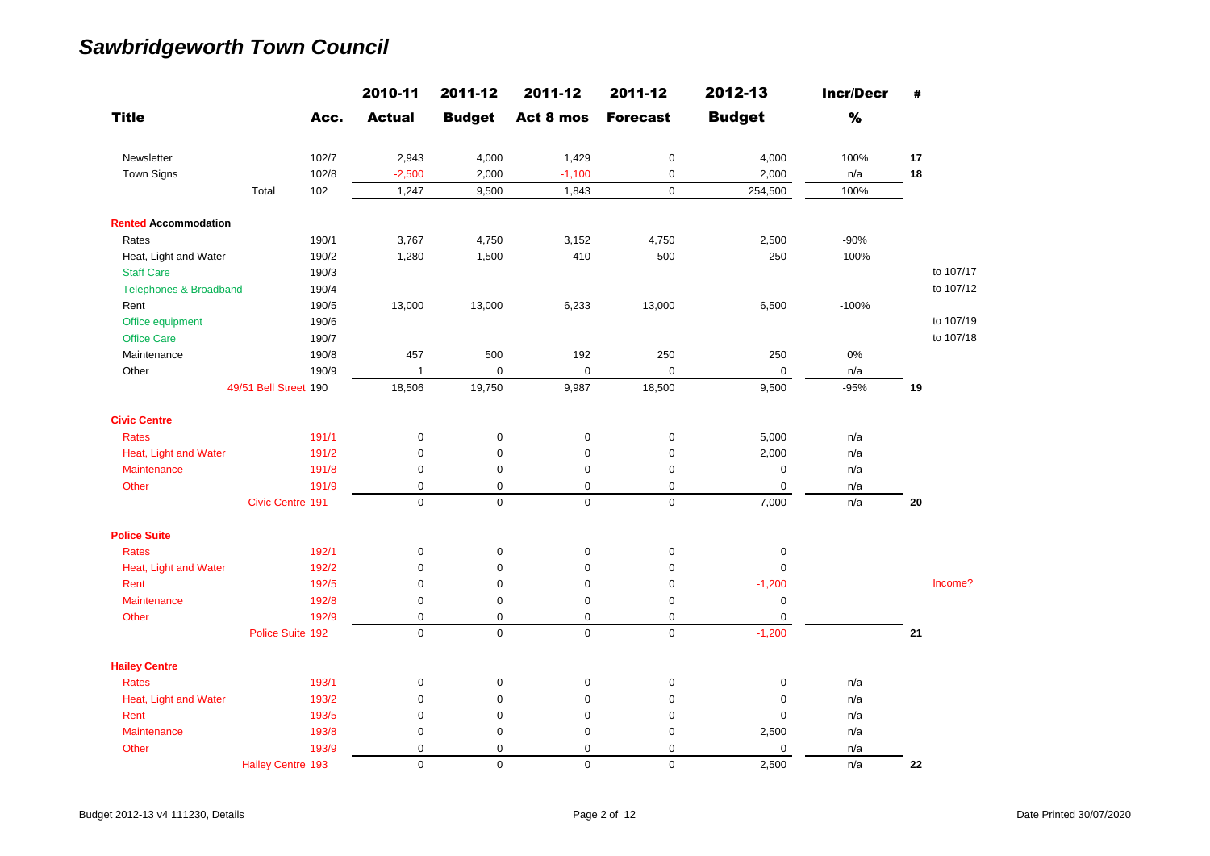# Sawbridgeworth Town Council

| Title | Acc. | 2010-11 Actual | 2011-12 Budget | 2011-12 Act 8 mos | 2011-12 Forecast | 2012-13 Budget | Incr/Decr % | # | |
|---|---|---|---|---|---|---|---|---|---|
| Newsletter | 102/7 | 2,943 | 4,000 | 1,429 | 0 | 4,000 | 100% | 17 | |
| Town Signs | 102/8 | -2,500 | 2,000 | -1,100 | 0 | 2,000 | n/a | 18 | |
| Total | 102 | 1,247 | 9,500 | 1,843 | 0 | 254,500 | 100% | | |
| **Rented Accommodation** | | | | | | | | | |
| Rates | 190/1 | 3,767 | 4,750 | 3,152 | 4,750 | 2,500 | -90% | | |
| Heat, Light and Water | 190/2 | 1,280 | 1,500 | 410 | 500 | 250 | -100% | | |
| Staff Care | 190/3 | | | | | | | | to 107/17 |
| Telephones & Broadband | 190/4 | | | | | | | | to 107/12 |
| Rent | 190/5 | 13,000 | 13,000 | 6,233 | 13,000 | 6,500 | -100% | | |
| Office equipment | 190/6 | | | | | | | | to 107/19 |
| Office Care | 190/7 | | | | | | | | to 107/18 |
| Maintenance | 190/8 | 457 | 500 | 192 | 250 | 250 | 0% | | |
| Other | 190/9 | 1 | 0 | 0 | 0 | 0 | n/a | | |
| 49/51 Bell Street | 190 | 18,506 | 19,750 | 9,987 | 18,500 | 9,500 | -95% | 19 | |
| **Civic Centre** | | | | | | | | | |
| Rates | 191/1 | 0 | 0 | 0 | 0 | 5,000 | n/a | | |
| Heat, Light and Water | 191/2 | 0 | 0 | 0 | 0 | 2,000 | n/a | | |
| Maintenance | 191/8 | 0 | 0 | 0 | 0 | 0 | n/a | | |
| Other | 191/9 | 0 | 0 | 0 | 0 | 0 | n/a | | |
| Civic Centre | 191 | 0 | 0 | 0 | 0 | 7,000 | n/a | 20 | |
| **Police Suite** | | | | | | | | | |
| Rates | 192/1 | 0 | 0 | 0 | 0 | 0 | | | |
| Heat, Light and Water | 192/2 | 0 | 0 | 0 | 0 | 0 | | | |
| Rent | 192/5 | 0 | 0 | 0 | 0 | -1,200 | | | Income? |
| Maintenance | 192/8 | 0 | 0 | 0 | 0 | 0 | | | |
| Other | 192/9 | 0 | 0 | 0 | 0 | 0 | | | |
| Police Suite | 192 | 0 | 0 | 0 | 0 | -1,200 | | 21 | |
| **Hailey Centre** | | | | | | | | | |
| Rates | 193/1 | 0 | 0 | 0 | 0 | 0 | n/a | | |
| Heat, Light and Water | 193/2 | 0 | 0 | 0 | 0 | 0 | n/a | | |
| Rent | 193/5 | 0 | 0 | 0 | 0 | 0 | n/a | | |
| Maintenance | 193/8 | 0 | 0 | 0 | 0 | 2,500 | n/a | | |
| Other | 193/9 | 0 | 0 | 0 | 0 | 0 | n/a | | |
| Hailey Centre | 193 | 0 | 0 | 0 | 0 | 2,500 | n/a | 22 | |

Budget 2012-13 v4 111230, Details

Date Printed 30/07/2020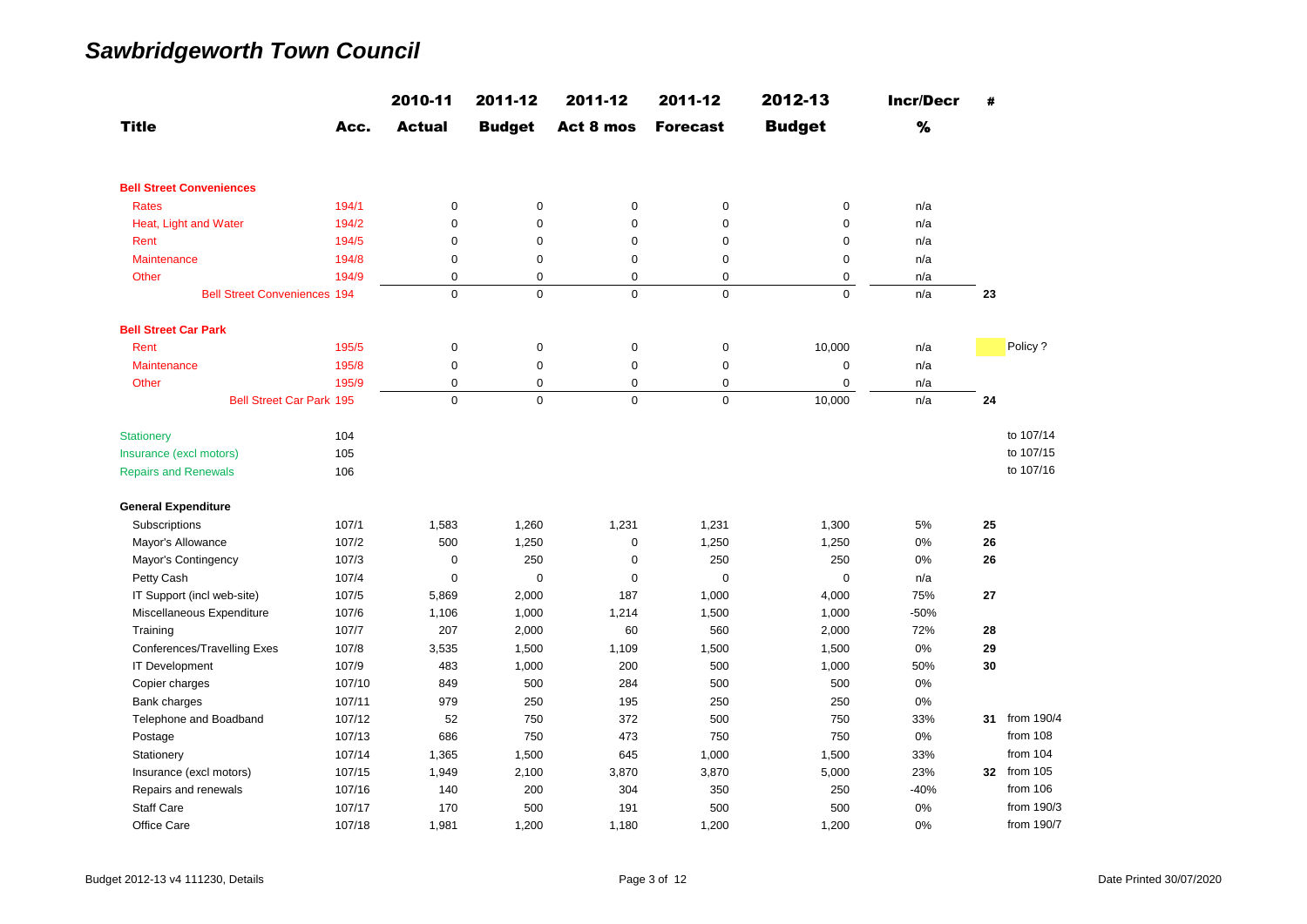# Sawbridgeworth Town Council

| Title | Acc. | 2010-11 Actual | 2011-12 Budget | 2011-12 Act 8 mos | 2011-12 Forecast | 2012-13 Budget | Incr/Decr % | # | |
|---|---|---|---|---|---|---|---|---|---|
| **Bell Street Conveniences** | | | | | | | | | |
| Rates | 194/1 | 0 | 0 | 0 | 0 | 0 | n/a | | |
| Heat, Light and Water | 194/2 | 0 | 0 | 0 | 0 | 0 | n/a | | |
| Rent | 194/5 | 0 | 0 | 0 | 0 | 0 | n/a | | |
| Maintenance | 194/8 | 0 | 0 | 0 | 0 | 0 | n/a | | |
| Other | 194/9 | 0 | 0 | 0 | 0 | 0 | n/a | | |
| Bell Street Conveniences 194 | | 0 | 0 | 0 | 0 | 0 | n/a | **23** | |
| **Bell Street Car Park** | | | | | | | | | |
| Rent | 195/5 | 0 | 0 | 0 | 0 | 10,000 | n/a | | Policy ? |
| Maintenance | 195/8 | 0 | 0 | 0 | 0 | 0 | n/a | | |
| Other | 195/9 | 0 | 0 | 0 | 0 | 0 | n/a | | |
| Bell Street Car Park 195 | | 0 | 0 | 0 | 0 | 10,000 | n/a | **24** | |
| Stationery | 104 | | | | | | | | to 107/14 |
| Insurance (excl motors) | 105 | | | | | | | | to 107/15 |
| Repairs and Renewals | 106 | | | | | | | | to 107/16 |
| **General Expenditure** | | | | | | | | | |
| Subscriptions | 107/1 | 1,583 | 1,260 | 1,231 | 1,231 | 1,300 | 5% | **25** | |
| Mayor's Allowance | 107/2 | 500 | 1,250 | 0 | 1,250 | 1,250 | 0% | **26** | |
| Mayor's Contingency | 107/3 | 0 | 250 | 0 | 250 | 250 | 0% | **26** | |
| Petty Cash | 107/4 | 0 | 0 | 0 | 0 | 0 | n/a | | |
| IT Support (incl web-site) | 107/5 | 5,869 | 2,000 | 187 | 1,000 | 4,000 | 75% | **27** | |
| Miscellaneous Expenditure | 107/6 | 1,106 | 1,000 | 1,214 | 1,500 | 1,000 | -50% | | |
| Training | 107/7 | 207 | 2,000 | 60 | 560 | 2,000 | 72% | **28** | |
| Conferences/Travelling Exes | 107/8 | 3,535 | 1,500 | 1,109 | 1,500 | 1,500 | 0% | **29** | |
| IT Development | 107/9 | 483 | 1,000 | 200 | 500 | 1,000 | 50% | **30** | |
| Copier charges | 107/10 | 849 | 500 | 284 | 500 | 500 | 0% | | |
| Bank charges | 107/11 | 979 | 250 | 195 | 250 | 250 | 0% | | |
| Telephone and Boadband | 107/12 | 52 | 750 | 372 | 500 | 750 | 33% | **31** | from 190/4 |
| Postage | 107/13 | 686 | 750 | 473 | 750 | 750 | 0% | | from 108 |
| Stationery | 107/14 | 1,365 | 1,500 | 645 | 1,000 | 1,500 | 33% | | from 104 |
| Insurance (excl motors) | 107/15 | 1,949 | 2,100 | 3,870 | 3,870 | 5,000 | 23% | **32** | from 105 |
| Repairs and renewals | 107/16 | 140 | 200 | 304 | 350 | 250 | -40% | | from 106 |
| Staff Care | 107/17 | 170 | 500 | 191 | 500 | 500 | 0% | | from 190/3 |
| Office Care | 107/18 | 1,981 | 1,200 | 1,180 | 1,200 | 1,200 | 0% | | from 190/7 |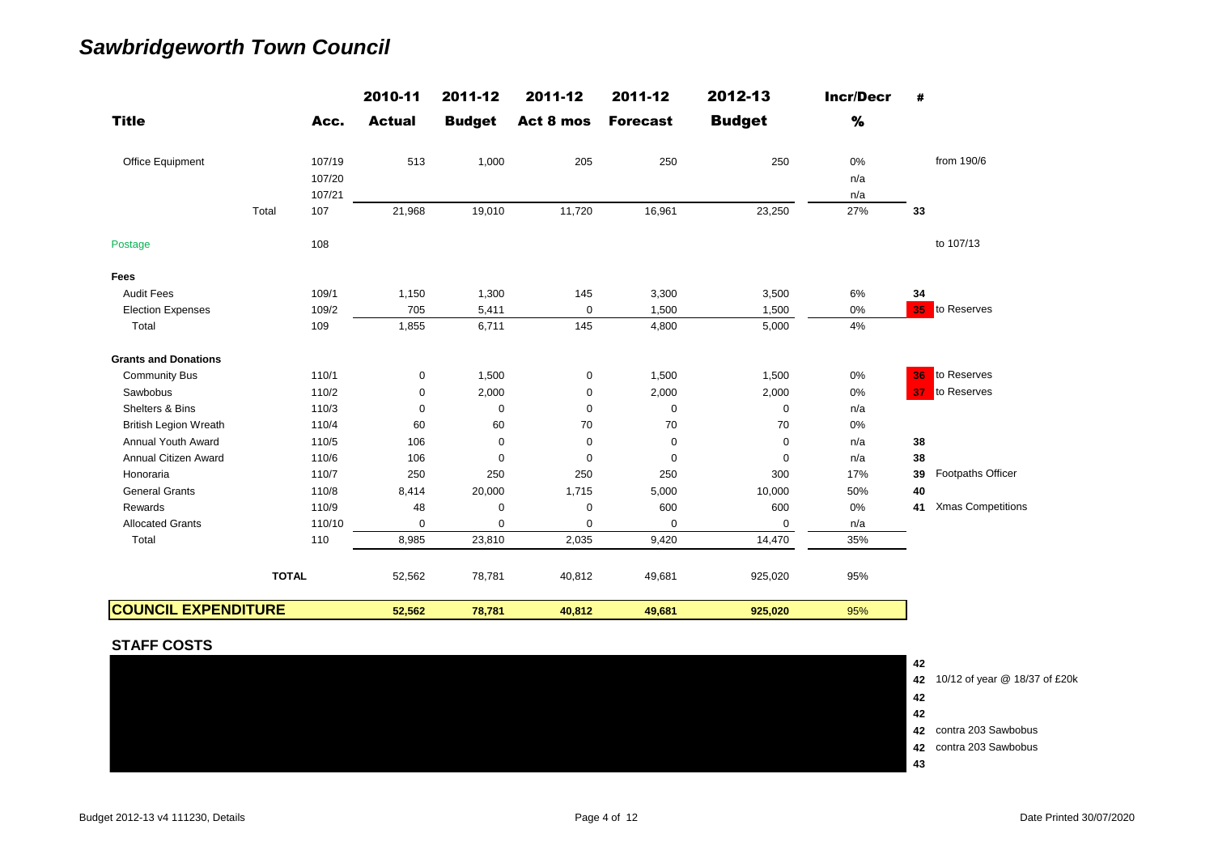## *Sawbridgeworth Town Council*

| Title | | Acc. | 2010-11 Actual | 2011-12 Budget | 2011-12 Act 8 mos | 2011-12 Forecast | 2012-13 Budget | Incr/Decr % | # | |
|---|---|---|---|---|---|---|---|---|---|---|
| Office Equipment | | 107/19 | 513 | 1,000 | 205 | 250 | 250 | 0% | | from 190/6 |
| | | 107/20 | | | | | | n/a | | |
| | | 107/21 | | | | | | n/a | | |
| | Total | 107 | 21,968 | 19,010 | 11,720 | 16,961 | 23,250 | 27% | 33 | |
| Postage | | 108 | | | | | | | | to 107/13 |
| **Fees** | | | | | | | | | | |
| Audit Fees | | 109/1 | 1,150 | 1,300 | 145 | 3,300 | 3,500 | 6% | 34 | |
| Election Expenses | | 109/2 | 705 | 5,411 | 0 | 1,500 | 1,500 | 0% | 35 | to Reserves |
| Total | | 109 | 1,855 | 6,711 | 145 | 4,800 | 5,000 | 4% | | |
| **Grants and Donations** | | | | | | | | | | |
| Community Bus | | 110/1 | 0 | 1,500 | 0 | 1,500 | 1,500 | 0% | 36 | to Reserves |
| Sawbobus | | 110/2 | 0 | 2,000 | 0 | 2,000 | 2,000 | 0% | 37 | to Reserves |
| Shelters & Bins | | 110/3 | 0 | 0 | 0 | 0 | 0 | n/a | | |
| British Legion Wreath | | 110/4 | 60 | 60 | 70 | 70 | 70 | 0% | | |
| Annual Youth Award | | 110/5 | 106 | 0 | 0 | 0 | 0 | n/a | 38 | |
| Annual Citizen Award | | 110/6 | 106 | 0 | 0 | 0 | 0 | n/a | 38 | |
| Honoraria | | 110/7 | 250 | 250 | 250 | 250 | 300 | 17% | 39 | Footpaths Officer |
| General Grants | | 110/8 | 8,414 | 20,000 | 1,715 | 5,000 | 10,000 | 50% | 40 | |
| Rewards | | 110/9 | 48 | 0 | 0 | 600 | 600 | 0% | 41 | Xmas Competitions |
| Allocated Grants | | 110/10 | 0 | 0 | 0 | 0 | 0 | n/a | | |
| Total | | 110 | 8,985 | 23,810 | 2,035 | 9,420 | 14,470 | 35% | | |
| | **TOTAL** | | 52,562 | 78,781 | 40,812 | 49,681 | 925,020 | 95% | | |
| **COUNCIL EXPENDITURE** | | | **52,562** | **78,781** | **40,812** | **49,681** | **925,020** | 95% | | |

**STAFF COSTS**

| # | |
|---|---|
| 42 | |
| 42 | 10/12 of year @ 18/37 of £20k |
| 42 | |
| 42 | |
| 42 | contra 203 Sawbobus |
| 42 | contra 203 Sawbobus |
| 43 | |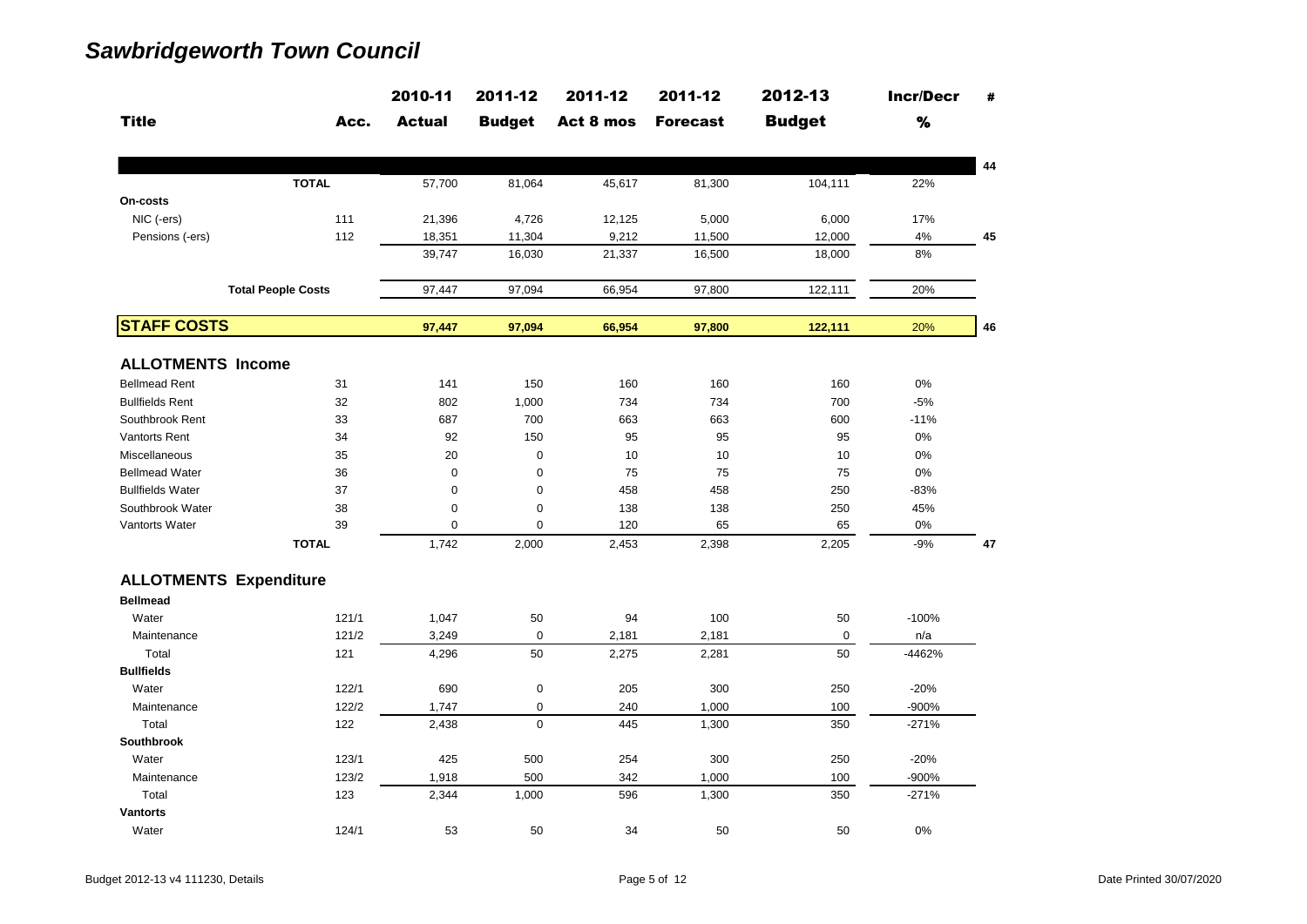# Sawbridgeworth Town Council

| Title | Acc. | 2010-11 Actual | 2011-12 Budget | 2011-12 Act 8 mos | 2011-12 Forecast | 2012-13 Budget | Incr/Decr % | # |
|---|---|---|---|---|---|---|---|---|
| | | | | | | | | 44 |
| TOTAL | | 57,700 | 81,064 | 45,617 | 81,300 | 104,111 | 22% | |
| **On-costs** | | | | | | | | |
| NIC (-ers) | 111 | 21,396 | 4,726 | 12,125 | 5,000 | 6,000 | 17% | |
| Pensions (-ers) | 112 | 18,351 | 11,304 | 9,212 | 11,500 | 12,000 | 4% | 45 |
| | | 39,747 | 16,030 | 21,337 | 16,500 | 18,000 | 8% | |
| Total People Costs | | 97,447 | 97,094 | 66,954 | 97,800 | 122,111 | 20% | |
| **STAFF COSTS** | | **97,447** | **97,094** | **66,954** | **97,800** | **122,111** | 20% | 46 |
| **ALLOTMENTS Income** | | | | | | | | |
| Bellmead Rent | 31 | 141 | 150 | 160 | 160 | 160 | 0% | |
| Bullfields Rent | 32 | 802 | 1,000 | 734 | 734 | 700 | -5% | |
| Southbrook Rent | 33 | 687 | 700 | 663 | 663 | 600 | -11% | |
| Vantorts Rent | 34 | 92 | 150 | 95 | 95 | 95 | 0% | |
| Miscellaneous | 35 | 20 | 0 | 10 | 10 | 10 | 0% | |
| Bellmead Water | 36 | 0 | 0 | 75 | 75 | 75 | 0% | |
| Bullfields Water | 37 | 0 | 0 | 458 | 458 | 250 | -83% | |
| Southbrook Water | 38 | 0 | 0 | 138 | 138 | 250 | 45% | |
| Vantorts Water | 39 | 0 | 0 | 120 | 65 | 65 | 0% | |
| TOTAL | | 1,742 | 2,000 | 2,453 | 2,398 | 2,205 | -9% | 47 |
| **ALLOTMENTS Expenditure** | | | | | | | | |
| **Bellmead** | | | | | | | | |
| Water | 121/1 | 1,047 | 50 | 94 | 100 | 50 | -100% | |
| Maintenance | 121/2 | 3,249 | 0 | 2,181 | 2,181 | 0 | n/a | |
| Total | 121 | 4,296 | 50 | 2,275 | 2,281 | 50 | -4462% | |
| **Bullfields** | | | | | | | | |
| Water | 122/1 | 690 | 0 | 205 | 300 | 250 | -20% | |
| Maintenance | 122/2 | 1,747 | 0 | 240 | 1,000 | 100 | -900% | |
| Total | 122 | 2,438 | 0 | 445 | 1,300 | 350 | -271% | |
| **Southbrook** | | | | | | | | |
| Water | 123/1 | 425 | 500 | 254 | 300 | 250 | -20% | |
| Maintenance | 123/2 | 1,918 | 500 | 342 | 1,000 | 100 | -900% | |
| Total | 123 | 2,344 | 1,000 | 596 | 1,300 | 350 | -271% | |
| **Vantorts** | | | | | | | | |
| Water | 124/1 | 53 | 50 | 34 | 50 | 50 | 0% | |

Budget 2012-13 v4 111230, Details

Date Printed 30/07/2020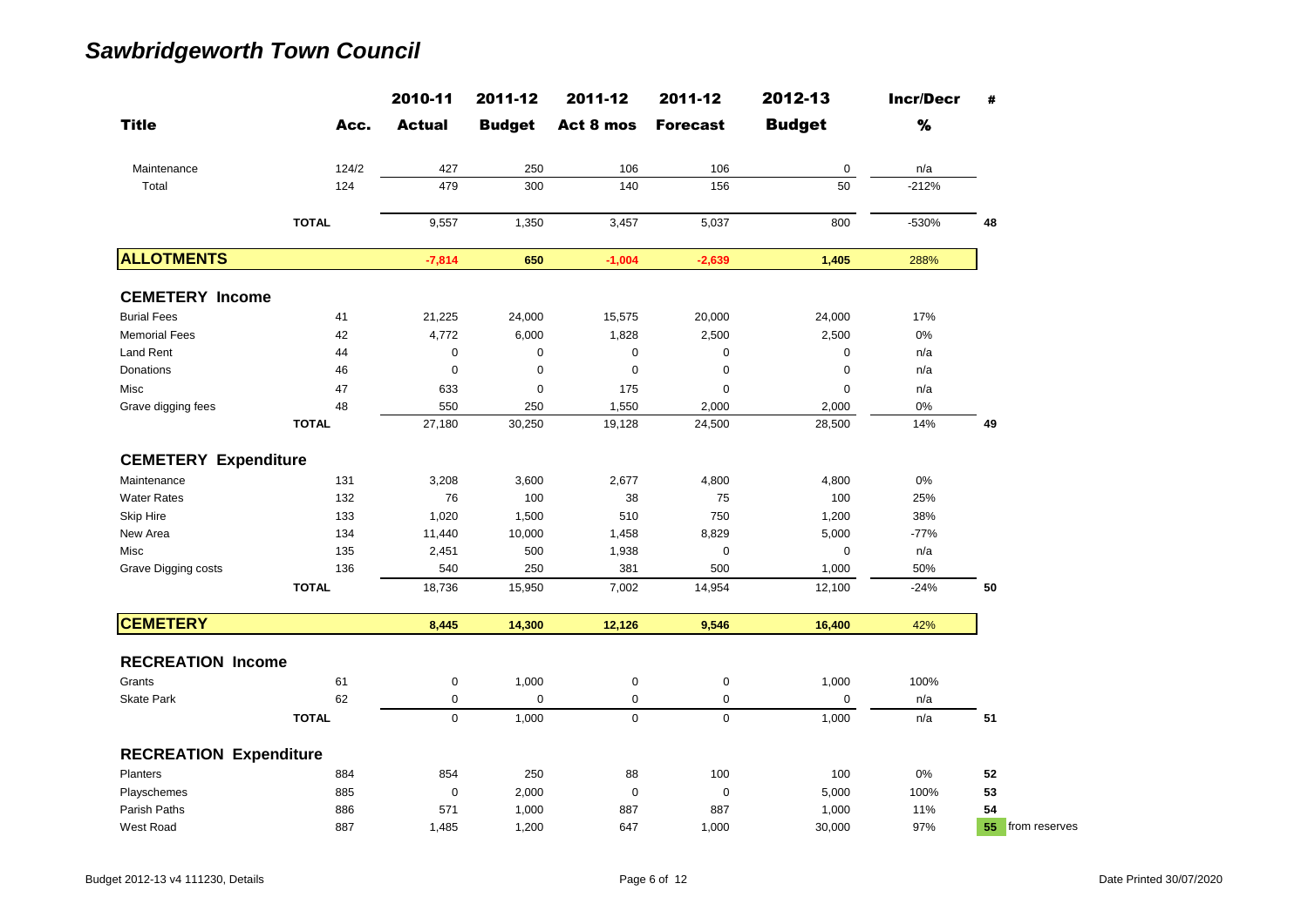# Sawbridgeworth Town Council

| Title | Acc. | 2010-11 Actual | 2011-12 Budget | 2011-12 Act 8 mos | 2011-12 Forecast | 2012-13 Budget | Incr/Decr % | # | |
|---|---|---|---|---|---|---|---|---|---|
| Maintenance | 124/2 | 427 | 250 | 106 | 106 | 0 | n/a | | |
| Total | 124 | 479 | 300 | 140 | 156 | 50 | -212% | | |
| **TOTAL** | | 9,557 | 1,350 | 3,457 | 5,037 | 800 | -530% | **48** | |
| **ALLOTMENTS** | | **-7,814** | **650** | **-1,004** | **-2,639** | **1,405** | 288% | | |
| **CEMETERY Income** | | | | | | | | | |
| Burial Fees | 41 | 21,225 | 24,000 | 15,575 | 20,000 | 24,000 | 17% | | |
| Memorial Fees | 42 | 4,772 | 6,000 | 1,828 | 2,500 | 2,500 | 0% | | |
| Land Rent | 44 | 0 | 0 | 0 | 0 | 0 | n/a | | |
| Donations | 46 | 0 | 0 | 0 | 0 | 0 | n/a | | |
| Misc | 47 | 633 | 0 | 175 | 0 | 0 | n/a | | |
| Grave digging fees | 48 | 550 | 250 | 1,550 | 2,000 | 2,000 | 0% | | |
| **TOTAL** | | 27,180 | 30,250 | 19,128 | 24,500 | 28,500 | 14% | **49** | |
| **CEMETERY Expenditure** | | | | | | | | | |
| Maintenance | 131 | 3,208 | 3,600 | 2,677 | 4,800 | 4,800 | 0% | | |
| Water Rates | 132 | 76 | 100 | 38 | 75 | 100 | 25% | | |
| Skip Hire | 133 | 1,020 | 1,500 | 510 | 750 | 1,200 | 38% | | |
| New Area | 134 | 11,440 | 10,000 | 1,458 | 8,829 | 5,000 | -77% | | |
| Misc | 135 | 2,451 | 500 | 1,938 | 0 | 0 | n/a | | |
| Grave Digging costs | 136 | 540 | 250 | 381 | 500 | 1,000 | 50% | | |
| **TOTAL** | | 18,736 | 15,950 | 7,002 | 14,954 | 12,100 | -24% | **50** | |
| **CEMETERY** | | **8,445** | **14,300** | **12,126** | **9,546** | **16,400** | 42% | | |
| **RECREATION Income** | | | | | | | | | |
| Grants | 61 | 0 | 1,000 | 0 | 0 | 1,000 | 100% | | |
| Skate Park | 62 | 0 | 0 | 0 | 0 | 0 | n/a | | |
| **TOTAL** | | 0 | 1,000 | 0 | 0 | 1,000 | n/a | **51** | |
| **RECREATION Expenditure** | | | | | | | | | |
| Planters | 884 | 854 | 250 | 88 | 100 | 100 | 0% | **52** | |
| Playschemes | 885 | 0 | 2,000 | 0 | 0 | 5,000 | 100% | **53** | |
| Parish Paths | 886 | 571 | 1,000 | 887 | 887 | 1,000 | 11% | **54** | |
| West Road | 887 | 1,485 | 1,200 | 647 | 1,000 | 30,000 | 97% | **55** | from reserves |

Budget 2012-13 v4 111230, Details

Date Printed 30/07/2020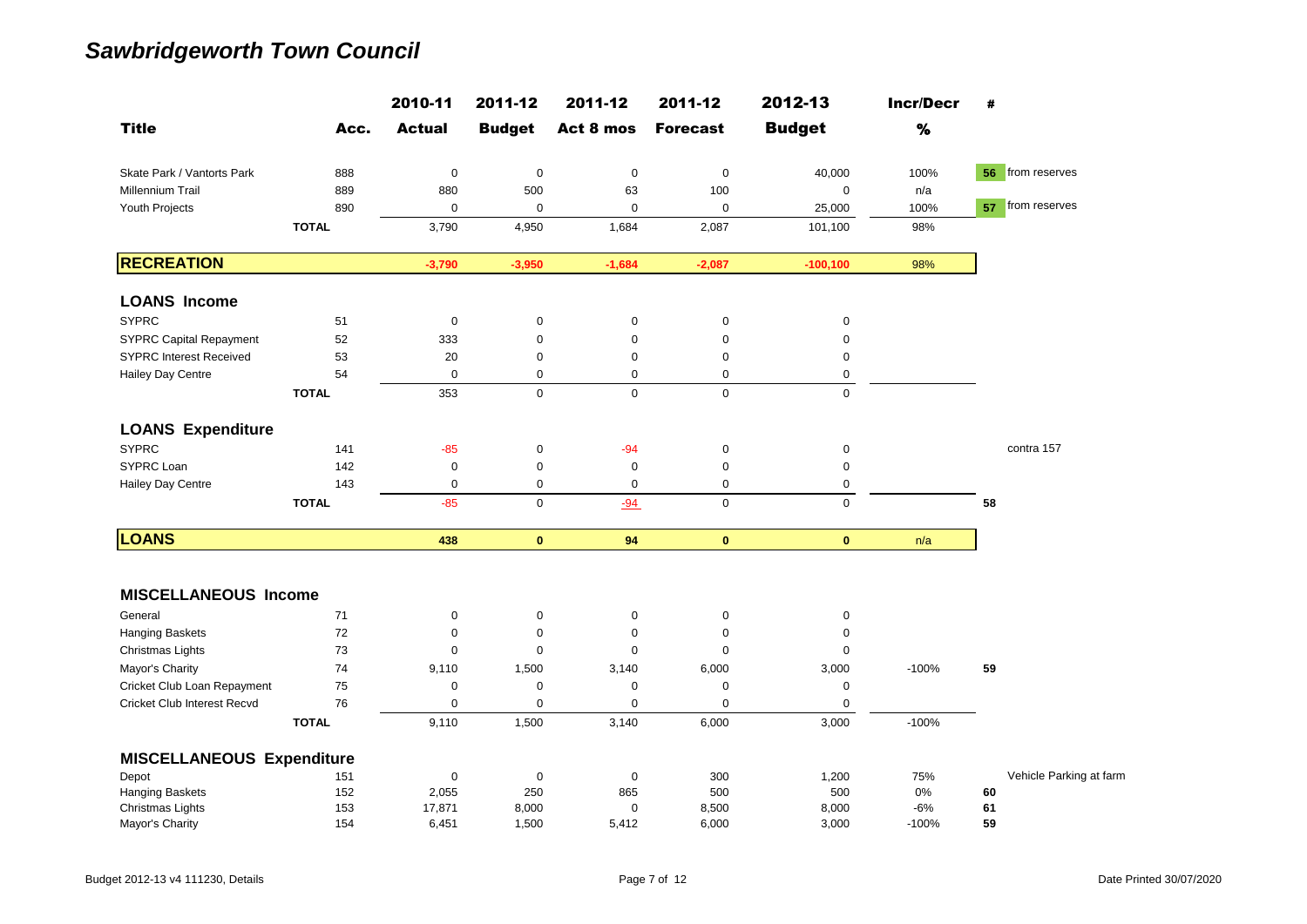# Sawbridgeworth Town Council

| Title | Acc. | 2010-11 Actual | 2011-12 Budget | 2011-12 Act 8 mos | 2011-12 Forecast | 2012-13 Budget | Incr/Decr % | # | |
|---|---|---|---|---|---|---|---|---|---|
| Skate Park / Vantorts Park | 888 | 0 | 0 | 0 | 0 | 40,000 | 100% | 56 | from reserves |
| Millennium Trail | 889 | 880 | 500 | 63 | 100 | 0 | n/a | | |
| Youth Projects | 890 | 0 | 0 | 0 | 0 | 25,000 | 100% | 57 | from reserves |
| | **TOTAL** | 3,790 | 4,950 | 1,684 | 2,087 | 101,100 | 98% | | |
| **RECREATION** | | **-3,790** | **-3,950** | **-1,684** | **-2,087** | **-100,100** | 98% | | |
| **LOANS Income** | | | | | | | | | |
| SYPRC | 51 | 0 | 0 | 0 | 0 | 0 | | | |
| SYPRC Capital Repayment | 52 | 333 | 0 | 0 | 0 | 0 | | | |
| SYPRC Interest Received | 53 | 20 | 0 | 0 | 0 | 0 | | | |
| Hailey Day Centre | 54 | 0 | 0 | 0 | 0 | 0 | | | |
| | **TOTAL** | 353 | 0 | 0 | 0 | 0 | | | |
| **LOANS Expenditure** | | | | | | | | | |
| SYPRC | 141 | -85 | 0 | -94 | 0 | 0 | | | contra 157 |
| SYPRC Loan | 142 | 0 | 0 | 0 | 0 | 0 | | | |
| Hailey Day Centre | 143 | 0 | 0 | 0 | 0 | 0 | | | |
| | **TOTAL** | -85 | 0 | -94 | 0 | 0 | | 58 | |
| **LOANS** | | **438** | **0** | **94** | **0** | **0** | n/a | | |
| **MISCELLANEOUS Income** | | | | | | | | | |
| General | 71 | 0 | 0 | 0 | 0 | 0 | | | |
| Hanging Baskets | 72 | 0 | 0 | 0 | 0 | 0 | | | |
| Christmas Lights | 73 | 0 | 0 | 0 | 0 | 0 | | | |
| Mayor's Charity | 74 | 9,110 | 1,500 | 3,140 | 6,000 | 3,000 | -100% | 59 | |
| Cricket Club Loan Repayment | 75 | 0 | 0 | 0 | 0 | 0 | | | |
| Cricket Club Interest Recvd | 76 | 0 | 0 | 0 | 0 | 0 | | | |
| | **TOTAL** | 9,110 | 1,500 | 3,140 | 6,000 | 3,000 | -100% | | |
| **MISCELLANEOUS Expenditure** | | | | | | | | | |
| Depot | 151 | 0 | 0 | 0 | 300 | 1,200 | 75% | | Vehicle Parking at farm |
| Hanging Baskets | 152 | 2,055 | 250 | 865 | 500 | 500 | 0% | 60 | |
| Christmas Lights | 153 | 17,871 | 8,000 | 0 | 8,500 | 8,000 | -6% | 61 | |
| Mayor's Charity | 154 | 6,451 | 1,500 | 5,412 | 6,000 | 3,000 | -100% | 59 | |

Budget 2012-13 v4 111230, Details

Date Printed 30/07/2020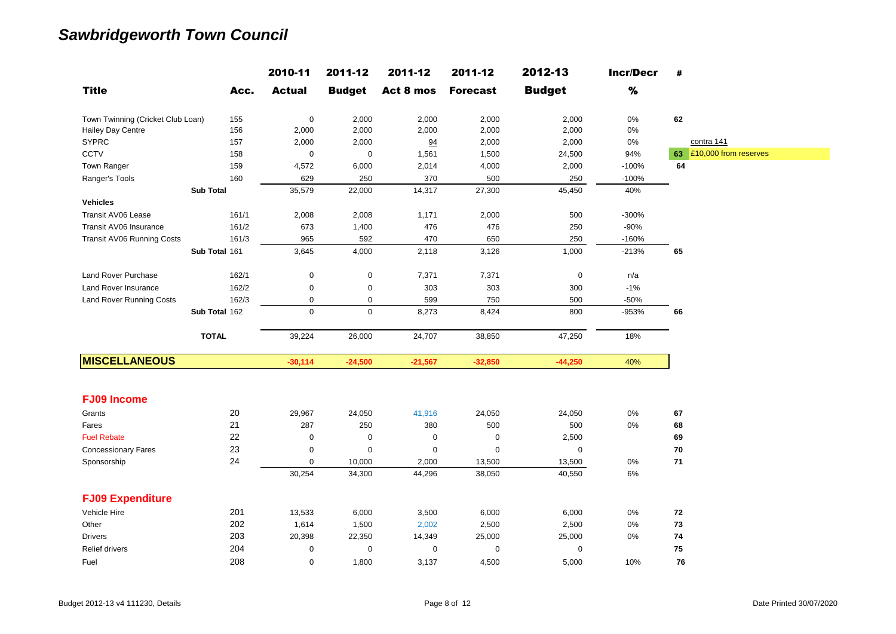# *Sawbridgeworth Town Council*

| Title | Acc. | 2010-11 Actual | 2011-12 Budget | 2011-12 Act 8 mos | 2011-12 Forecast | 2012-13 Budget | Incr/Decr % | # | |
|---|---|---|---|---|---|---|---|---|---|
| Town Twinning (Cricket Club Loan) | 155 | 0 | 2,000 | 2,000 | 2,000 | 2,000 | 0% | 62 | |
| Hailey Day Centre | 156 | 2,000 | 2,000 | 2,000 | 2,000 | 2,000 | 0% | | |
| SYPRC | 157 | 2,000 | 2,000 | 94 | 2,000 | 2,000 | 0% | | contra 141 |
| CCTV | 158 | 0 | 0 | 1,561 | 1,500 | 24,500 | 94% | 63 | £10,000 from reserves |
| Town Ranger | 159 | 4,572 | 6,000 | 2,014 | 4,000 | 2,000 | -100% | 64 | |
| Ranger's Tools | 160 | 629 | 250 | 370 | 500 | 250 | -100% | | |
| **Sub Total** | | 35,579 | 22,000 | 14,317 | 27,300 | 45,450 | 40% | | |
| **Vehicles** | | | | | | | | | |
| Transit AV06 Lease | 161/1 | 2,008 | 2,008 | 1,171 | 2,000 | 500 | -300% | | |
| Transit AV06 Insurance | 161/2 | 673 | 1,400 | 476 | 476 | 250 | -90% | | |
| Transit AV06 Running Costs | 161/3 | 965 | 592 | 470 | 650 | 250 | -160% | | |
| **Sub Total** | 161 | 3,645 | 4,000 | 2,118 | 3,126 | 1,000 | -213% | 65 | |
| Land Rover Purchase | 162/1 | 0 | 0 | 7,371 | 7,371 | 0 | n/a | | |
| Land Rover Insurance | 162/2 | 0 | 0 | 303 | 303 | 300 | -1% | | |
| Land Rover Running Costs | 162/3 | 0 | 0 | 599 | 750 | 500 | -50% | | |
| **Sub Total** | 162 | 0 | 0 | 8,273 | 8,424 | 800 | -953% | 66 | |
| **TOTAL** | | 39,224 | 26,000 | 24,707 | 38,850 | 47,250 | 18% | | |
| **MISCELLANEOUS** | | **-30,114** | **-24,500** | **-21,567** | **-32,850** | **-44,250** | 40% | | |

## FJ09 Income

| Title | Acc. | 2010-11 Actual | 2011-12 Budget | 2011-12 Act 8 mos | 2011-12 Forecast | 2012-13 Budget | Incr/Decr % | # |
|---|---|---|---|---|---|---|---|---|
| Grants | 20 | 29,967 | 24,050 | 41,916 | 24,050 | 24,050 | 0% | 67 |
| Fares | 21 | 287 | 250 | 380 | 500 | 500 | 0% | 68 |
| Fuel Rebate | 22 | 0 | 0 | 0 | 0 | 2,500 | | 69 |
| Concessionary Fares | 23 | 0 | 0 | 0 | 0 | 0 | | 70 |
| Sponsorship | 24 | 0 | 10,000 | 2,000 | 13,500 | 13,500 | 0% | 71 |
| | | 30,254 | 34,300 | 44,296 | 38,050 | 40,550 | 6% | |

## FJ09 Expenditure

| Title | Acc. | 2010-11 Actual | 2011-12 Budget | 2011-12 Act 8 mos | 2011-12 Forecast | 2012-13 Budget | Incr/Decr % | # |
|---|---|---|---|---|---|---|---|---|
| Vehicle Hire | 201 | 13,533 | 6,000 | 3,500 | 6,000 | 6,000 | 0% | 72 |
| Other | 202 | 1,614 | 1,500 | 2,002 | 2,500 | 2,500 | 0% | 73 |
| Drivers | 203 | 20,398 | 22,350 | 14,349 | 25,000 | 25,000 | 0% | 74 |
| Relief drivers | 204 | 0 | 0 | 0 | 0 | 0 | | 75 |
| Fuel | 208 | 0 | 1,800 | 3,137 | 4,500 | 5,000 | 10% | 76 |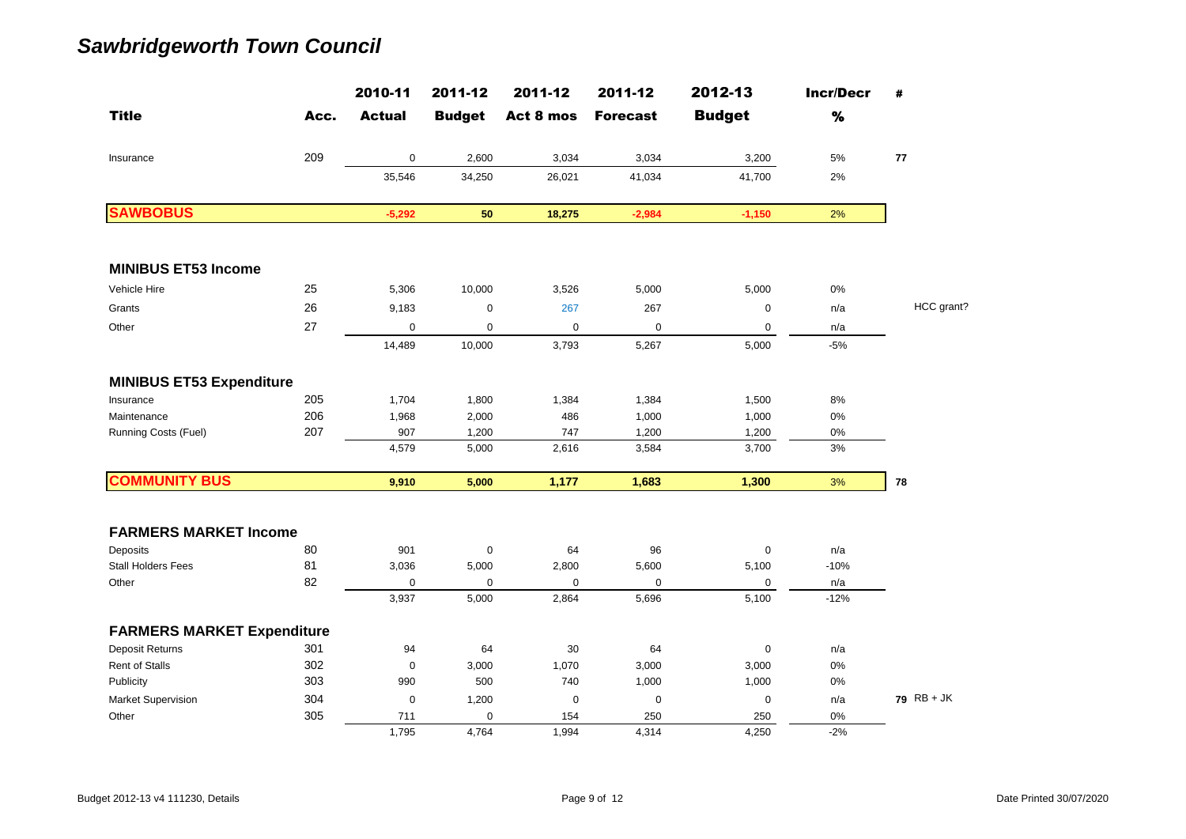# Sawbridgeworth Town Council

| Title | Acc. | 2010-11 Actual | 2011-12 Budget | 2011-12 Act 8 mos | 2011-12 Forecast | 2012-13 Budget | Incr/Decr % | # | |
|---|---|---|---|---|---|---|---|---|---|
| Insurance | 209 | 0 | 2,600 | 3,034 | 3,034 | 3,200 | 5% | 77 | |
| | | 35,546 | 34,250 | 26,021 | 41,034 | 41,700 | 2% | | |
| **SAWBOBUS** | | **-5,292** | **50** | **18,275** | **-2,984** | **-1,150** | 2% | | |
| **MINIBUS ET53 Income** | | | | | | | | | |
| Vehicle Hire | 25 | 5,306 | 10,000 | 3,526 | 5,000 | 5,000 | 0% | | |
| Grants | 26 | 9,183 | 0 | 267 | 267 | 0 | n/a | | HCC grant? |
| Other | 27 | 0 | 0 | 0 | 0 | 0 | n/a | | |
| | | 14,489 | 10,000 | 3,793 | 5,267 | 5,000 | -5% | | |
| **MINIBUS ET53 Expenditure** | | | | | | | | | |
| Insurance | 205 | 1,704 | 1,800 | 1,384 | 1,384 | 1,500 | 8% | | |
| Maintenance | 206 | 1,968 | 2,000 | 486 | 1,000 | 1,000 | 0% | | |
| Running Costs (Fuel) | 207 | 907 | 1,200 | 747 | 1,200 | 1,200 | 0% | | |
| | | 4,579 | 5,000 | 2,616 | 3,584 | 3,700 | 3% | | |
| **COMMUNITY BUS** | | **9,910** | **5,000** | **1,177** | **1,683** | **1,300** | 3% | 78 | |
| **FARMERS MARKET Income** | | | | | | | | | |
| Deposits | 80 | 901 | 0 | 64 | 96 | 0 | n/a | | |
| Stall Holders Fees | 81 | 3,036 | 5,000 | 2,800 | 5,600 | 5,100 | -10% | | |
| Other | 82 | 0 | 0 | 0 | 0 | 0 | n/a | | |
| | | 3,937 | 5,000 | 2,864 | 5,696 | 5,100 | -12% | | |
| **FARMERS MARKET Expenditure** | | | | | | | | | |
| Deposit Returns | 301 | 94 | 64 | 30 | 64 | 0 | n/a | | |
| Rent of Stalls | 302 | 0 | 3,000 | 1,070 | 3,000 | 3,000 | 0% | | |
| Publicity | 303 | 990 | 500 | 740 | 1,000 | 1,000 | 0% | | |
| Market Supervision | 304 | 0 | 1,200 | 0 | 0 | 0 | n/a | 79 | RB + JK |
| Other | 305 | 711 | 0 | 154 | 250 | 250 | 0% | | |
| | | 1,795 | 4,764 | 1,994 | 4,314 | 4,250 | -2% | | |

Budget 2012-13 v4 111230, Details

Date Printed 30/07/2020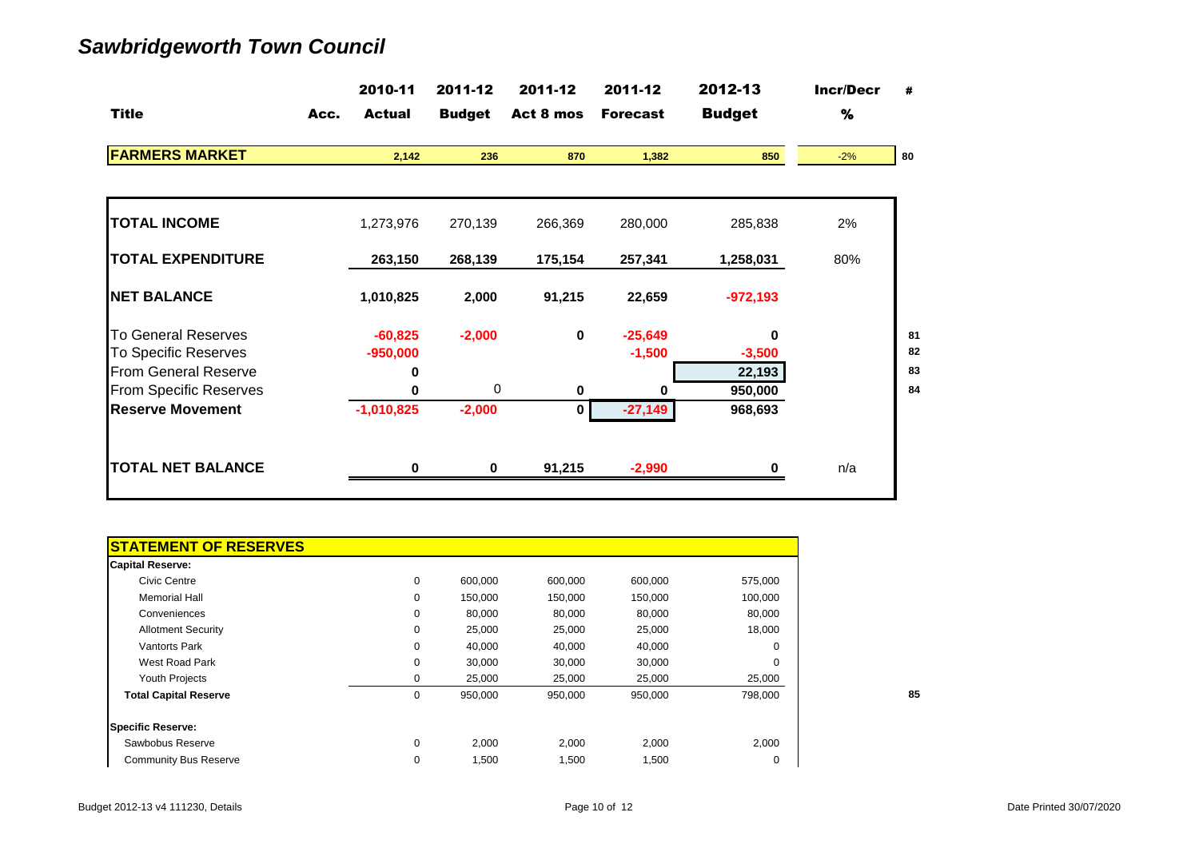## Sawbridgeworth Town Council

| Title | Acc. | 2010-11 Actual | 2011-12 Budget | 2011-12 Act 8 mos | 2011-12 Forecast | 2012-13 Budget | Incr/Decr % | # |
|---|---|---|---|---|---|---|---|---|
| **FARMERS MARKET** | | 2,142 | 236 | 870 | 1,382 | 850 | -2% | 80 |
| | | | | | | | | |
| **TOTAL INCOME** | | 1,273,976 | 270,139 | 266,369 | 280,000 | 285,838 | 2% | |
| **TOTAL EXPENDITURE** | | 263,150 | 268,139 | 175,154 | 257,341 | 1,258,031 | 80% | |
| **NET BALANCE** | | 1,010,825 | 2,000 | 91,215 | 22,659 | -972,193 | | |
| To General Reserves | | -60,825 | -2,000 | 0 | -25,649 | 0 | | 81 |
| To Specific Reserves | | -950,000 | | | -1,500 | -3,500 | | 82 |
| From General Reserve | | 0 | | | | 22,193 | | 83 |
| From Specific Reserves | | 0 | 0 | 0 | 0 | 950,000 | | 84 |
| **Reserve Movement** | | -1,010,825 | -2,000 | 0 | -27,149 | 968,693 | | |
| **TOTAL NET BALANCE** | | 0 | 0 | 91,215 | -2,990 | 0 | n/a | |

| STATEMENT OF RESERVES | | | | | | |
|---|---|---|---|---|---|---|
| **Capital Reserve:** | | | | | | |
| Civic Centre | 0 | 600,000 | 600,000 | 600,000 | 575,000 | |
| Memorial Hall | 0 | 150,000 | 150,000 | 150,000 | 100,000 | |
| Conveniences | 0 | 80,000 | 80,000 | 80,000 | 80,000 | |
| Allotment Security | 0 | 25,000 | 25,000 | 25,000 | 18,000 | |
| Vantorts Park | 0 | 40,000 | 40,000 | 40,000 | 0 | |
| West Road Park | 0 | 30,000 | 30,000 | 30,000 | 0 | |
| Youth Projects | 0 | 25,000 | 25,000 | 25,000 | 25,000 | |
| **Total Capital Reserve** | 0 | 950,000 | 950,000 | 950,000 | 798,000 | 85 |
| | | | | | | |
| **Specific Reserve:** | | | | | | |
| Sawbobus Reserve | 0 | 2,000 | 2,000 | 2,000 | 2,000 | |
| Community Bus Reserve | 0 | 1,500 | 1,500 | 1,500 | 0 | |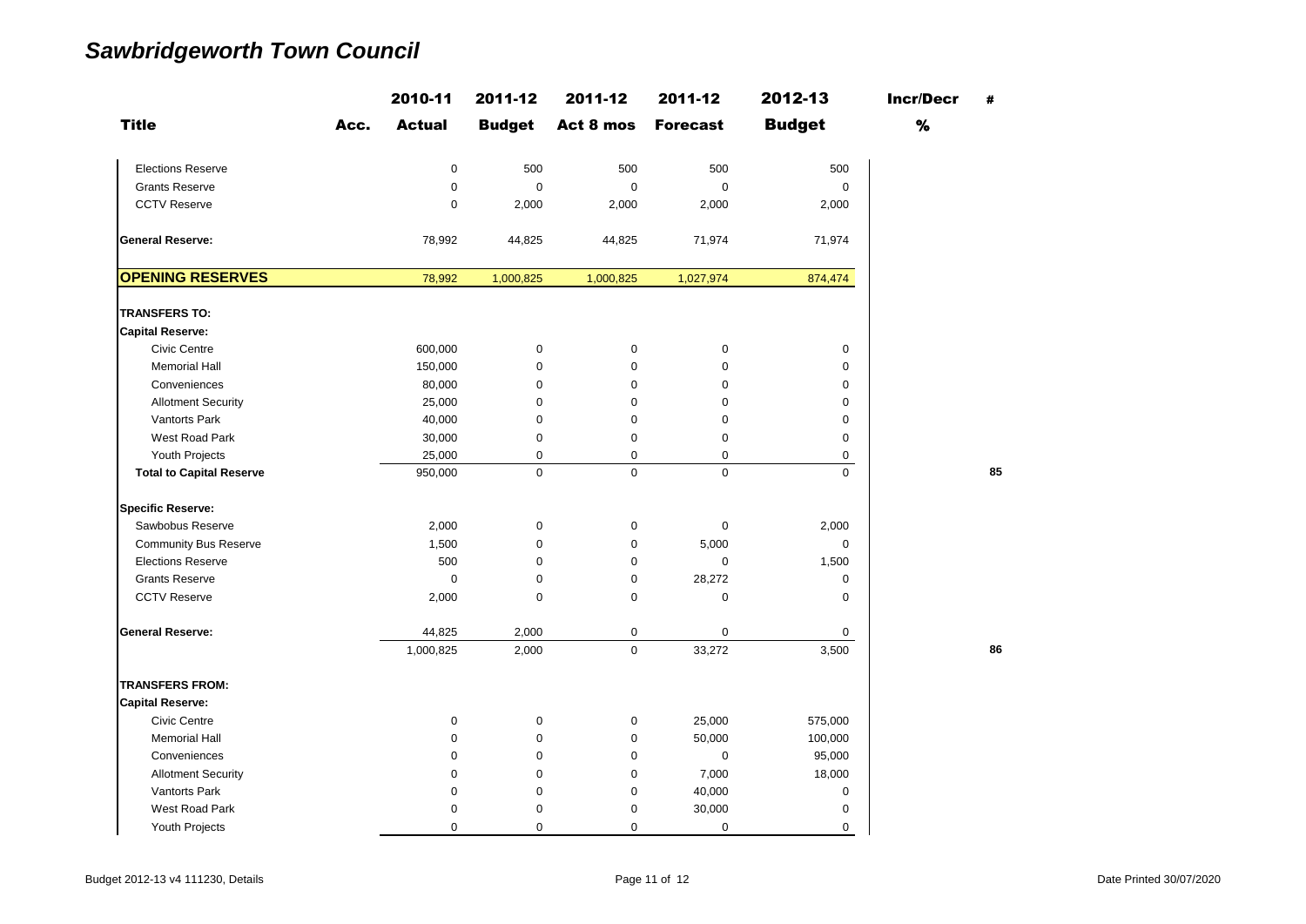# *Sawbridgeworth Town Council*

| Title | Acc. | 2010-11 Actual | 2011-12 Budget | 2011-12 Act 8 mos | 2011-12 Forecast | 2012-13 Budget | Incr/Decr % | # |
|---|---|---|---|---|---|---|---|---|
| Elections Reserve | | 0 | 500 | 500 | 500 | 500 | | |
| Grants Reserve | | 0 | 0 | 0 | 0 | 0 | | |
| CCTV Reserve | | 0 | 2,000 | 2,000 | 2,000 | 2,000 | | |
| **General Reserve:** | | 78,992 | 44,825 | 44,825 | 71,974 | 71,974 | | |
| **OPENING RESERVES** | | 78,992 | 1,000,825 | 1,000,825 | 1,027,974 | 874,474 | | |
| **TRANSFERS TO:** | | | | | | | | |
| **Capital Reserve:** | | | | | | | | |
| Civic Centre | | 600,000 | 0 | 0 | 0 | 0 | | |
| Memorial Hall | | 150,000 | 0 | 0 | 0 | 0 | | |
| Conveniences | | 80,000 | 0 | 0 | 0 | 0 | | |
| Allotment Security | | 25,000 | 0 | 0 | 0 | 0 | | |
| Vantorts Park | | 40,000 | 0 | 0 | 0 | 0 | | |
| West Road Park | | 30,000 | 0 | 0 | 0 | 0 | | |
| Youth Projects | | 25,000 | 0 | 0 | 0 | 0 | | |
| **Total to Capital Reserve** | | 950,000 | 0 | 0 | 0 | 0 | | 85 |
| **Specific Reserve:** | | | | | | | | |
| Sawbobus Reserve | | 2,000 | 0 | 0 | 0 | 2,000 | | |
| Community Bus Reserve | | 1,500 | 0 | 0 | 5,000 | 0 | | |
| Elections Reserve | | 500 | 0 | 0 | 0 | 1,500 | | |
| Grants Reserve | | 0 | 0 | 0 | 28,272 | 0 | | |
| CCTV Reserve | | 2,000 | 0 | 0 | 0 | 0 | | |
| **General Reserve:** | | 44,825 | 2,000 | 0 | 0 | 0 | | |
| | | 1,000,825 | 2,000 | 0 | 33,272 | 3,500 | | 86 |
| **TRANSFERS FROM:** | | | | | | | | |
| **Capital Reserve:** | | | | | | | | |
| Civic Centre | | 0 | 0 | 0 | 25,000 | 575,000 | | |
| Memorial Hall | | 0 | 0 | 0 | 50,000 | 100,000 | | |
| Conveniences | | 0 | 0 | 0 | 0 | 95,000 | | |
| Allotment Security | | 0 | 0 | 0 | 7,000 | 18,000 | | |
| Vantorts Park | | 0 | 0 | 0 | 40,000 | 0 | | |
| West Road Park | | 0 | 0 | 0 | 30,000 | 0 | | |
| Youth Projects | | 0 | 0 | 0 | 0 | 0 | | |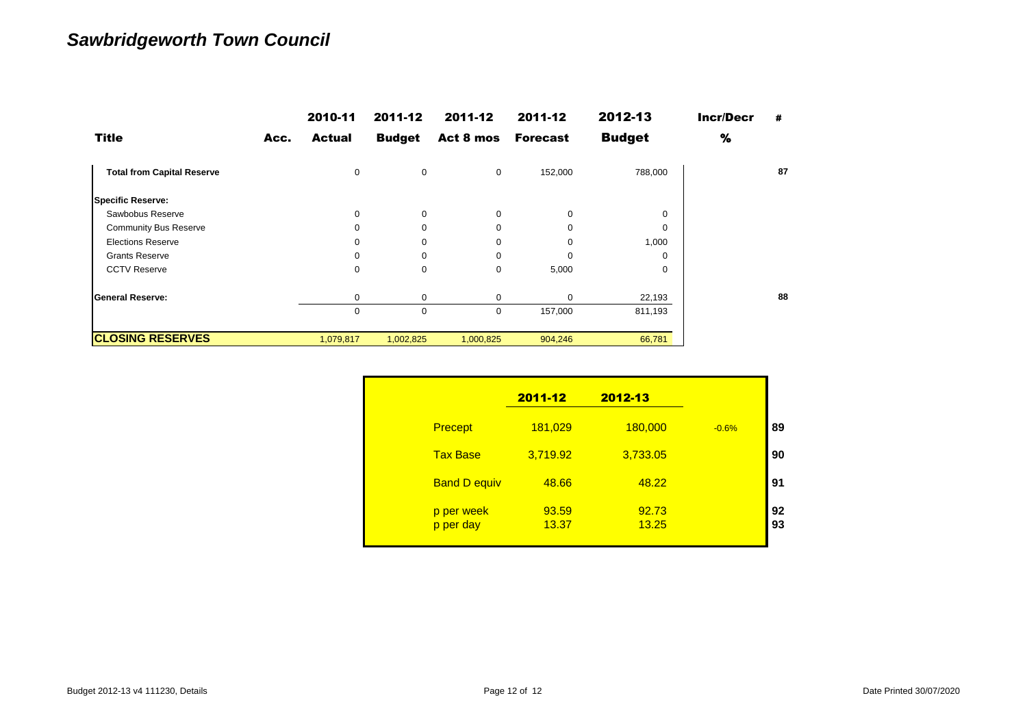# *Sawbridgeworth Town Council*

| Title | Acc. | 2010-11 Actual | 2011-12 Budget | 2011-12 Act 8 mos | 2011-12 Forecast | 2012-13 Budget | Incr/Decr % | # |
|---|---|---|---|---|---|---|---|---|
| **Total from Capital Reserve** | | 0 | 0 | 0 | 152,000 | 788,000 | | **87** |
| **Specific Reserve:** | | | | | | | | |
| Sawbobus Reserve | | 0 | 0 | 0 | 0 | 0 | | |
| Community Bus Reserve | | 0 | 0 | 0 | 0 | 0 | | |
| Elections Reserve | | 0 | 0 | 0 | 0 | 1,000 | | |
| Grants Reserve | | 0 | 0 | 0 | 0 | 0 | | |
| CCTV Reserve | | 0 | 0 | 0 | 5,000 | 0 | | |
| **General Reserve:** | | 0 | 0 | 0 | 0 | 22,193 | | **88** |
| | | 0 | 0 | 0 | 157,000 | 811,193 | | |
| **CLOSING RESERVES** | | 1,079,817 | 1,002,825 | 1,000,825 | 904,246 | 66,781 | | |

| | 2011-12 | 2012-13 | | # |
|---|---|---|---|---|
| Precept | 181,029 | 180,000 | -0.6% | **89** |
| Tax Base | 3,719.92 | 3,733.05 | | **90** |
| Band D equiv | 48.66 | 48.22 | | **91** |
| p per week | 93.59 | 92.73 | | **92** |
| p per day | 13.37 | 13.25 | | **93** |

Budget 2012-13 v4 111230, Details

Date Printed 30/07/2020